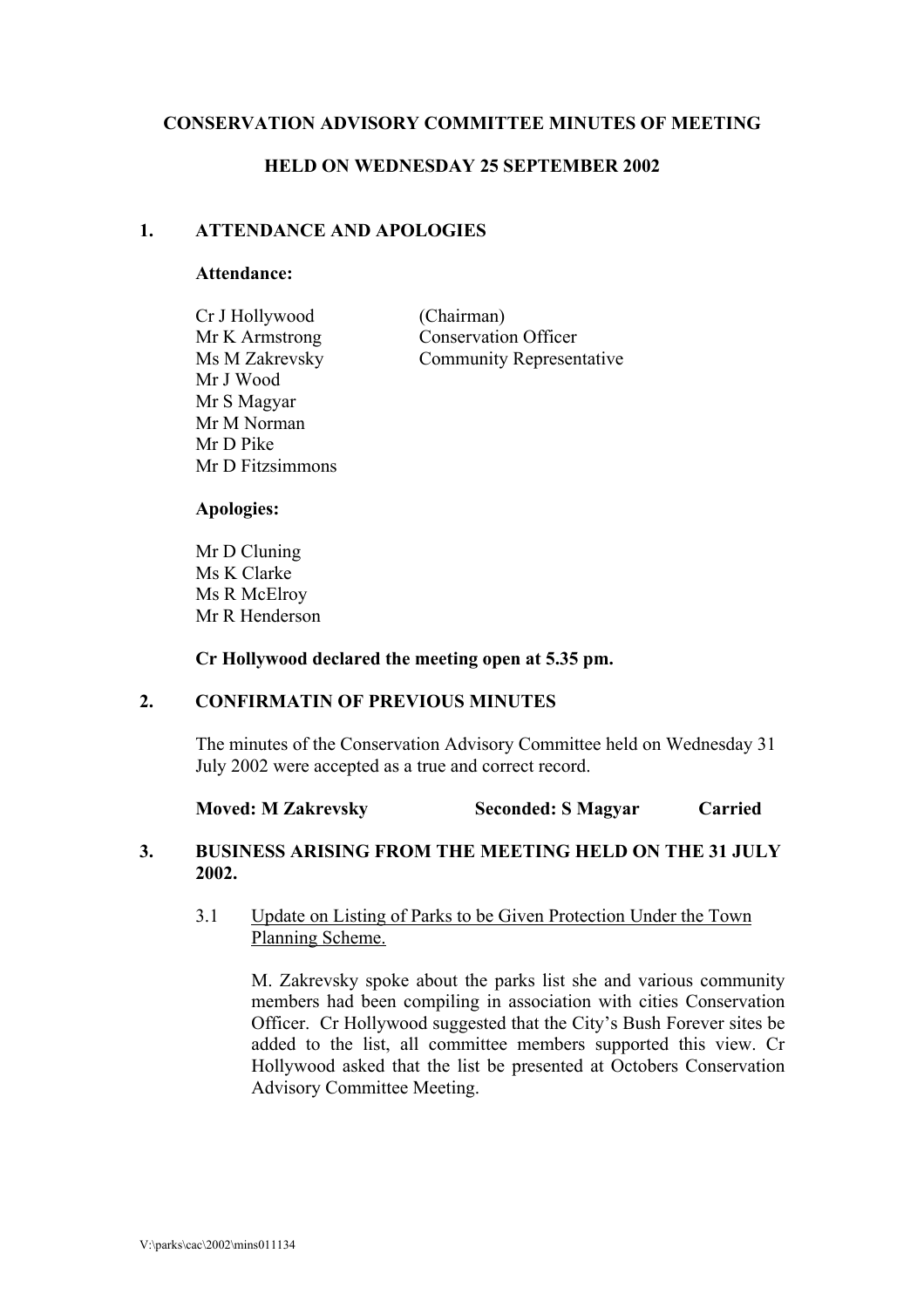**CONSERVATION ADVISORY COMMITTEE MINUTES OF MEETING**

**HELD ON WEDNESDAY 25 SEPTEMBER 2002**

## 1. ATTENDANCE AND APOLOGIES

**Attendance:**

| | |
|---|---|
| Cr J Hollywood | (Chairman) |
| Mr K Armstrong | Conservation Officer |
| Ms M Zakrevsky | Community Representative |
| Mr J Wood | |
| Mr S Magyar | |
| Mr M Norman | |
| Mr D Pike | |
| Mr D Fitzsimmons | |

**Apologies:**

Mr D Cluning
Ms K Clarke
Ms R McElroy
Mr R Henderson

**Cr Hollywood declared the meeting open at 5.35 pm.**

## 2. CONFIRMATIN OF PREVIOUS MINUTES

The minutes of the Conservation Advisory Committee held on Wednesday 31 July 2002 were accepted as a true and correct record.

**Moved: M Zakrevsky Seconded: S Magyar Carried**

## 3. BUSINESS ARISING FROM THE MEETING HELD ON THE 31 JULY 2002.

3.1 Update on Listing of Parks to be Given Protection Under the Town Planning Scheme.

M. Zakrevsky spoke about the parks list she and various community members had been compiling in association with cities Conservation Officer. Cr Hollywood suggested that the City's Bush Forever sites be added to the list, all committee members supported this view. Cr Hollywood asked that the list be presented at Octobers Conservation Advisory Committee Meeting.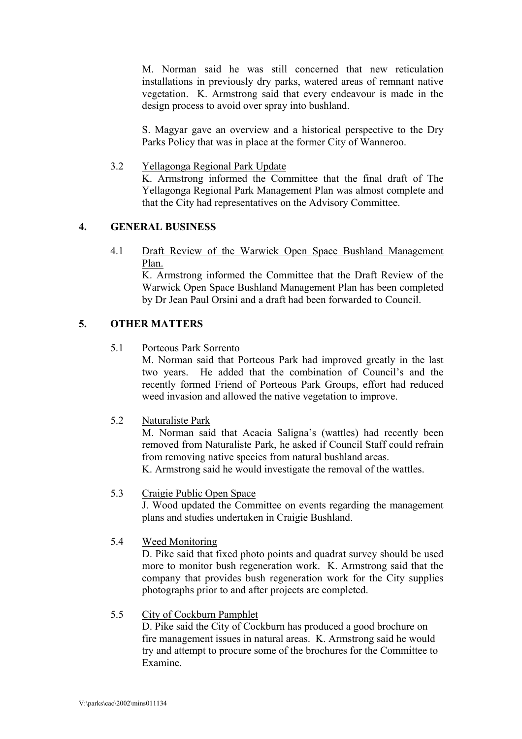M. Norman said he was still concerned that new reticulation installations in previously dry parks, watered areas of remnant native vegetation. K. Armstrong said that every endeavour is made in the design process to avoid over spray into bushland.

S. Magyar gave an overview and a historical perspective to the Dry Parks Policy that was in place at the former City of Wanneroo.

3.2 Yellagonga Regional Park Update

K. Armstrong informed the Committee that the final draft of The Yellagonga Regional Park Management Plan was almost complete and that the City had representatives on the Advisory Committee.

## 4. GENERAL BUSINESS

4.1 Draft Review of the Warwick Open Space Bushland Management Plan.

K. Armstrong informed the Committee that the Draft Review of the Warwick Open Space Bushland Management Plan has been completed by Dr Jean Paul Orsini and a draft had been forwarded to Council.

## 5. OTHER MATTERS

5.1 Porteous Park Sorrento

M. Norman said that Porteous Park had improved greatly in the last two years. He added that the combination of Council's and the recently formed Friend of Porteous Park Groups, effort had reduced weed invasion and allowed the native vegetation to improve.

5.2 Naturaliste Park

M. Norman said that Acacia Saligna's (wattles) had recently been removed from Naturaliste Park, he asked if Council Staff could refrain from removing native species from natural bushland areas.
K. Armstrong said he would investigate the removal of the wattles.

5.3 Craigie Public Open Space

J. Wood updated the Committee on events regarding the management plans and studies undertaken in Craigie Bushland.

5.4 Weed Monitoring

D. Pike said that fixed photo points and quadrat survey should be used more to monitor bush regeneration work. K. Armstrong said that the company that provides bush regeneration work for the City supplies photographs prior to and after projects are completed.

5.5 City of Cockburn Pamphlet

D. Pike said the City of Cockburn has produced a good brochure on fire management issues in natural areas. K. Armstrong said he would try and attempt to procure some of the brochures for the Committee to Examine.

V:\parks\cac\2002\mins011134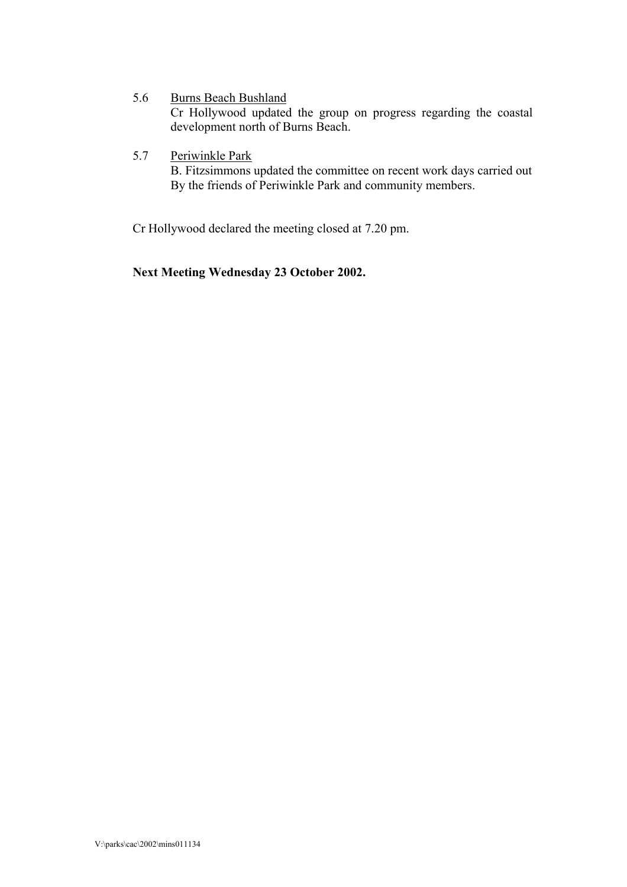5.6 <u>Burns Beach Bushland</u>
Cr Hollywood updated the group on progress regarding the coastal development north of Burns Beach.

5.7 <u>Periwinkle Park</u>
B. Fitzsimmons updated the committee on recent work days carried out By the friends of Periwinkle Park and community members.

Cr Hollywood declared the meeting closed at 7.20 pm.

**Next Meeting Wednesday 23 October 2002.**

V:\parks\cac\2002\mins011134